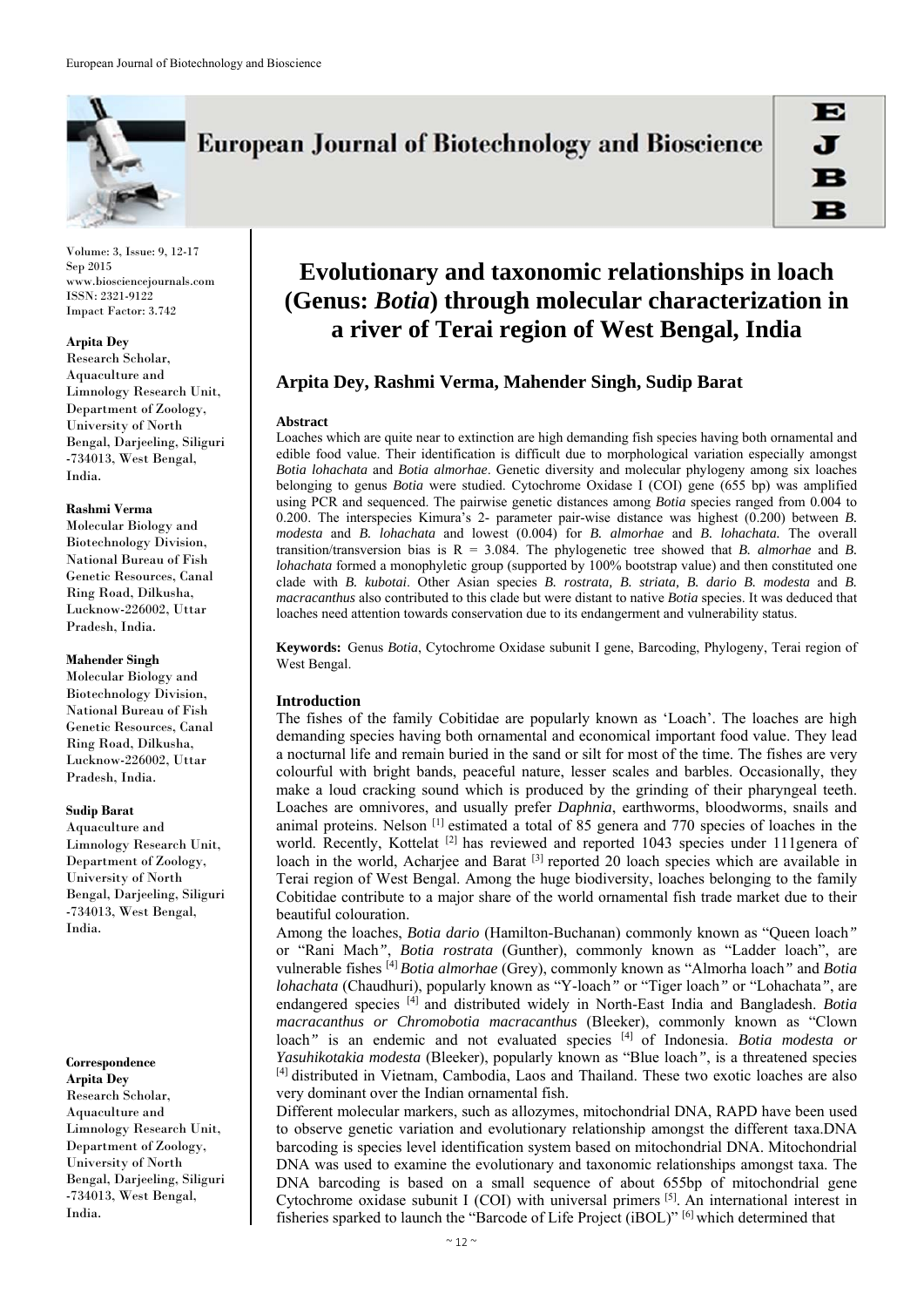# Evolutionary and taxonomic relationships in loach (Genus: *Botia*) through molecular characterization in a river of Terai region of West Bengal, India

**Arpita Dey, Rashmi Verma, Mahender Singh, Sudip Barat**

**Arpita Dey**
Research Scholar, Aquaculture and Limnology Research Unit, Department of Zoology, University of North Bengal, Darjeeling, Siliguri -734013, West Bengal, India.

**Rashmi Verma**
Molecular Biology and Biotechnology Division, National Bureau of Fish Genetic Resources, Canal Ring Road, Dilkusha, Lucknow-226002, Uttar Pradesh, India.

**Mahender Singh**
Molecular Biology and Biotechnology Division, National Bureau of Fish Genetic Resources, Canal Ring Road, Dilkusha, Lucknow-226002, Uttar Pradesh, India.

**Sudip Barat**
Aquaculture and Limnology Research Unit, Department of Zoology, University of North Bengal, Darjeeling, Siliguri -734013, West Bengal, India.

**Correspondence**
**Arpita Dey**
Research Scholar, Aquaculture and Limnology Research Unit, Department of Zoology, University of North Bengal, Darjeeling, Siliguri -734013, West Bengal, India.

### Abstract

Loaches which are quite near to extinction are high demanding fish species having both ornamental and edible food value. Their identification is difficult due to morphological variation especially amongst *Botia lohachata* and *Botia almorhae*. Genetic diversity and molecular phylogeny among six loaches belonging to genus *Botia* were studied. Cytochrome Oxidase I (COI) gene (655 bp) was amplified using PCR and sequenced. The pairwise genetic distances among *Botia* species ranged from 0.004 to 0.200. The interspecies Kimura's 2- parameter pair-wise distance was highest (0.200) between *B. modesta* and *B. lohachata* and lowest (0.004) for *B. almorhae* and *B. lohachata.* The overall transition/transversion bias is R = 3.084. The phylogenetic tree showed that *B. almorhae* and *B. lohachata* formed a monophyletic group (supported by 100% bootstrap value) and then constituted one clade with *B. kubotai*. Other Asian species *B. rostrata, B. striata, B. dario B. modesta* and *B. macracanthus* also contributed to this clade but were distant to native *Botia* species. It was deduced that loaches need attention towards conservation due to its endangerment and vulnerability status.

**Keywords:** Genus *Botia*, Cytochrome Oxidase subunit I gene, Barcoding, Phylogeny, Terai region of West Bengal.

### Introduction

The fishes of the family Cobitidae are popularly known as 'Loach'. The loaches are high demanding species having both ornamental and economical important food value. They lead a nocturnal life and remain buried in the sand or silt for most of the time. The fishes are very colourful with bright bands, peaceful nature, lesser scales and barbles. Occasionally, they make a loud cracking sound which is produced by the grinding of their pharyngeal teeth. Loaches are omnivores, and usually prefer *Daphnia*, earthworms, bloodworms, snails and animal proteins. Nelson [1] estimated a total of 85 genera and 770 species of loaches in the world. Recently, Kottelat [2] has reviewed and reported 1043 species under 111genera of loach in the world, Acharjee and Barat [3] reported 20 loach species which are available in Terai region of West Bengal. Among the huge biodiversity, loaches belonging to the family Cobitidae contribute to a major share of the world ornamental fish trade market due to their beautiful colouration.

Among the loaches, *Botia dario* (Hamilton-Buchanan) commonly known as "Queen loach*"* or "Rani Mach*"*, *Botia rostrata* (Gunther), commonly known as "Ladder loach", are vulnerable fishes [4] *Botia almorhae* (Grey), commonly known as "Almorha loach*"* and *Botia lohachata* (Chaudhuri), popularly known as "Y-loach*"* or "Tiger loach*"* or "Lohachata*"*, are endangered species [4] and distributed widely in North-East India and Bangladesh. *Botia macracanthus or Chromobotia macracanthus* (Bleeker), commonly known as "Clown loach*"* is an endemic and not evaluated species [4] of Indonesia. *Botia modesta or Yasuhikotakia modesta* (Bleeker), popularly known as "Blue loach*"*, is a threatened species [4] distributed in Vietnam, Cambodia, Laos and Thailand. These two exotic loaches are also very dominant over the Indian ornamental fish.

Different molecular markers, such as allozymes, mitochondrial DNA, RAPD have been used to observe genetic variation and evolutionary relationship amongst the different taxa.DNA barcoding is species level identification system based on mitochondrial DNA. Mitochondrial DNA was used to examine the evolutionary and taxonomic relationships amongst taxa. The DNA barcoding is based on a small sequence of about 655bp of mitochondrial gene Cytochrome oxidase subunit I (COI) with universal primers [5]. An international interest in fisheries sparked to launch the "Barcode of Life Project (iBOL)" [6] which determined that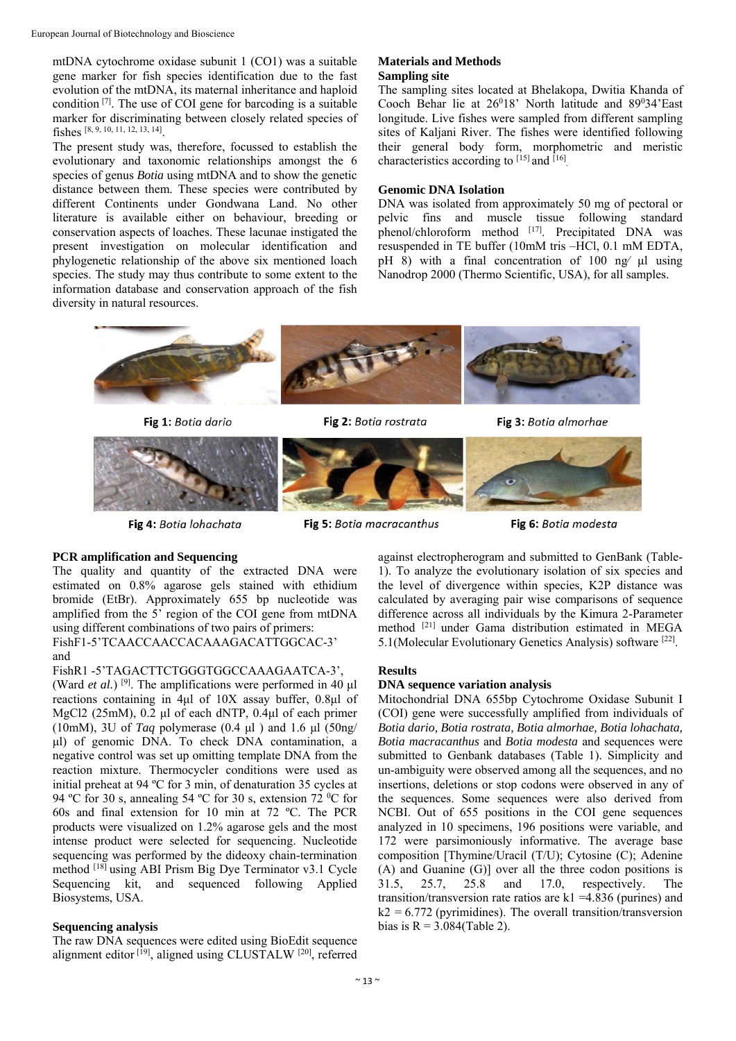mtDNA cytochrome oxidase subunit 1 (CO1) was a suitable gene marker for fish species identification due to the fast evolution of the mtDNA, its maternal inheritance and haploid condition [7]. The use of COI gene for barcoding is a suitable marker for discriminating between closely related species of fishes [8, 9, 10, 11, 12, 13, 14].

The present study was, therefore, focussed to establish the evolutionary and taxonomic relationships amongst the 6 species of genus *Botia* using mtDNA and to show the genetic distance between them. These species were contributed by different Continents under Gondwana Land. No other literature is available either on behaviour, breeding or conservation aspects of loaches. These lacunae instigated the present investigation on molecular identification and phylogenetic relationship of the above six mentioned loach species. The study may thus contribute to some extent to the information database and conservation approach of the fish diversity in natural resources.

## Materials and Methods

### Sampling site

The sampling sites located at Bhelakopa, Dwitia Khanda of Cooch Behar lie at 26⁰18' North latitude and 89⁰34'East longitude. Live fishes were sampled from different sampling sites of Kaljani River. The fishes were identified following their general body form, morphometric and meristic characteristics according to [15] and [16].

### Genomic DNA Isolation

DNA was isolated from approximately 50 mg of pectoral or pelvic fins and muscle tissue following standard phenol/chloroform method [17]. Precipitated DNA was resuspended in TE buffer (10mM tris –HCl, 0.1 mM EDTA, pH 8) with a final concentration of 100 ng⁄ µl using Nanodrop 2000 (Thermo Scientific, USA), for all samples.

**Fig 1:** *Botia dario*

**Fig 2:** *Botia rostrata*

**Fig 3:** *Botia almorhae*

**Fig 4:** *Botia lohachata*

**Fig 5:** *Botia macracanthus*

**Fig 6:** *Botia modesta*

### PCR amplification and Sequencing

The quality and quantity of the extracted DNA were estimated on 0.8% agarose gels stained with ethidium bromide (EtBr). Approximately 655 bp nucleotide was amplified from the 5' region of the COI gene from mtDNA using different combinations of two pairs of primers:

FishF1-5'TCAACCAACCACAAAGACATTGGCAC-3' and

FishR1 -5'TAGACTTCTGGGTGGCCAAAGAATCA-3', (Ward *et al.*) [9]. The amplifications were performed in 40 µl reactions containing in 4µl of 10X assay buffer, 0.8µl of $MgCl_2$ (25mM), 0.2 µl of each dNTP, 0.4µl of each primer (10mM), 3U of *Taq* polymerase (0.4 µl ) and 1.6 µl (50ng/ µl) of genomic DNA. To check DNA contamination, a negative control was set up omitting template DNA from the reaction mixture. Thermocycler conditions were used as initial preheat at 94 ºC for 3 min, of denaturation 35 cycles at 94 ºC for 30 s, annealing 54 ºC for 30 s, extension 72 ⁰C for 60s and final extension for 10 min at 72 ºC. The PCR products were visualized on 1.2% agarose gels and the most intense product were selected for sequencing. Nucleotide sequencing was performed by the dideoxy chain-termination method [18] using ABI Prism Big Dye Terminator v3.1 Cycle Sequencing kit, and sequenced following Applied Biosystems, USA.

### Sequencing analysis

The raw DNA sequences were edited using BioEdit sequence alignment editor [19], aligned using CLUSTALW [20], referred against electropherogram and submitted to GenBank (Table-1). To analyze the evolutionary isolation of six species and the level of divergence within species, K2P distance was calculated by averaging pair wise comparisons of sequence difference across all individuals by the Kimura 2-Parameter method [21] under Gama distribution estimated in MEGA 5.1(Molecular Evolutionary Genetics Analysis) software [22].

## Results

### DNA sequence variation analysis

Mitochondrial DNA 655bp Cytochrome Oxidase Subunit I (COI) gene were successfully amplified from individuals of *Botia dario, Botia rostrata, Botia almorhae, Botia lohachata, Botia macracanthus* and *Botia modesta* and sequences were submitted to Genbank databases (Table 1). Simplicity and un-ambiguity were observed among all the sequences, and no insertions, deletions or stop codons were observed in any of the sequences. Some sequences were also derived from NCBI. Out of 655 positions in the COI gene sequences analyzed in 10 specimens, 196 positions were variable, and 172 were parsimoniously informative. The average base composition [Thymine/Uracil (T/U); Cytosine (C); Adenine (A) and Guanine (G)] over all the three codon positions is 31.5, 25.7, 25.8 and 17.0, respectively. The transition/transversion rate ratios are $k1 = 4.836$ (purines) and $k2 = 6.772$ (pyrimidines). The overall transition/transversion bias is $R = 3.084$(Table 2).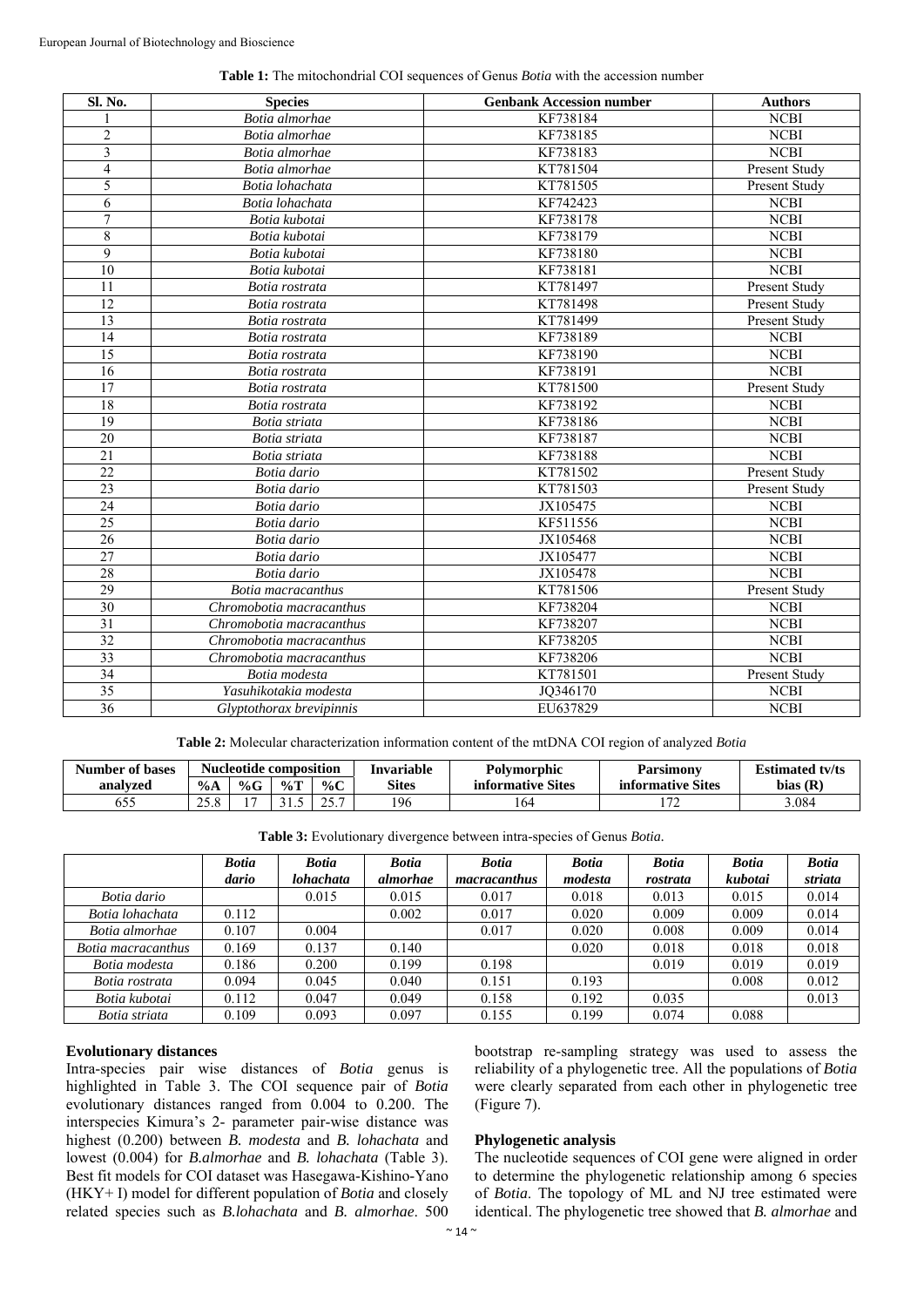**Table 1:** The mitochondrial COI sequences of Genus *Botia* with the accession number

| Sl. No. | Species | Genbank Accession number | Authors |
|---|---|---|---|
| 1 | *Botia almorhae* | KF738184 | NCBI |
| 2 | *Botia almorhae* | KF738185 | NCBI |
| 3 | *Botia almorhae* | KF738183 | NCBI |
| 4 | *Botia almorhae* | KT781504 | Present Study |
| 5 | *Botia lohachata* | KT781505 | Present Study |
| 6 | *Botia lohachata* | KF742423 | NCBI |
| 7 | *Botia kubotai* | KF738178 | NCBI |
| 8 | *Botia kubotai* | KF738179 | NCBI |
| 9 | *Botia kubotai* | KF738180 | NCBI |
| 10 | *Botia kubotai* | KF738181 | NCBI |
| 11 | *Botia rostrata* | KT781497 | Present Study |
| 12 | *Botia rostrata* | KT781498 | Present Study |
| 13 | *Botia rostrata* | KT781499 | Present Study |
| 14 | *Botia rostrata* | KF738189 | NCBI |
| 15 | *Botia rostrata* | KF738190 | NCBI |
| 16 | *Botia rostrata* | KF738191 | NCBI |
| 17 | *Botia rostrata* | KT781500 | Present Study |
| 18 | *Botia rostrata* | KF738192 | NCBI |
| 19 | *Botia striata* | KF738186 | NCBI |
| 20 | *Botia striata* | KF738187 | NCBI |
| 21 | *Botia striata* | KF738188 | NCBI |
| 22 | *Botia dario* | KT781502 | Present Study |
| 23 | *Botia dario* | KT781503 | Present Study |
| 24 | *Botia dario* | JX105475 | NCBI |
| 25 | *Botia dario* | KF511556 | NCBI |
| 26 | *Botia dario* | JX105468 | NCBI |
| 27 | *Botia dario* | JX105477 | NCBI |
| 28 | *Botia dario* | JX105478 | NCBI |
| 29 | *Botia macracanthus* | KT781506 | Present Study |
| 30 | *Chromobotia macracanthus* | KF738204 | NCBI |
| 31 | *Chromobotia macracanthus* | KF738207 | NCBI |
| 32 | *Chromobotia macracanthus* | KF738205 | NCBI |
| 33 | *Chromobotia macracanthus* | KF738206 | NCBI |
| 34 | *Botia modesta* | KT781501 | Present Study |
| 35 | *Yasuhikotakia modesta* | JQ346170 | NCBI |
| 36 | *Glyptothorax brevipinnis* | EU637829 | NCBI |

**Table 2:** Molecular characterization information content of the mtDNA COI region of analyzed *Botia*

| Number of bases analyzed | Nucleotide composition | | | | Invariable Sites | Polymorphic informative Sites | Parsimony informative Sites | Estimated tv/ts bias (R) |
|---|---|---|---|---|---|---|---|---|
| | %A | %G | %T | %C | | | | |
| 655 | 25.8 | 17 | 31.5 | 25.7 | 196 | 164 | 172 | 3.084 |

**Table 3:** Evolutionary divergence between intra-species of Genus *Botia*.

| | *Botia dario* | *Botia lohachata* | *Botia almorhae* | *Botia macracanthus* | *Botia modesta* | *Botia rostrata* | *Botia kubotai* | *Botia striata* |
|---|---|---|---|---|---|---|---|---|
| *Botia dario* | | 0.015 | 0.015 | 0.017 | 0.018 | 0.013 | 0.015 | 0.014 |
| *Botia lohachata* | 0.112 | | 0.002 | 0.017 | 0.020 | 0.009 | 0.009 | 0.014 |
| *Botia almorhae* | 0.107 | 0.004 | | 0.017 | 0.020 | 0.008 | 0.009 | 0.014 |
| *Botia macracanthus* | 0.169 | 0.137 | 0.140 | | 0.020 | 0.018 | 0.018 | 0.018 |
| *Botia modesta* | 0.186 | 0.200 | 0.199 | 0.198 | | 0.019 | 0.019 | 0.019 |
| *Botia rostrata* | 0.094 | 0.045 | 0.040 | 0.151 | 0.193 | | 0.008 | 0.012 |
| *Botia kubotai* | 0.112 | 0.047 | 0.049 | 0.158 | 0.192 | 0.035 | | 0.013 |
| *Botia striata* | 0.109 | 0.093 | 0.097 | 0.155 | 0.199 | 0.074 | 0.088 | |

### Evolutionary distances

Intra-species pair wise distances of *Botia* genus is highlighted in Table 3. The COI sequence pair of *Botia* evolutionary distances ranged from 0.004 to 0.200. The interspecies Kimura's 2- parameter pair-wise distance was highest (0.200) between *B. modesta* and *B. lohachata* and lowest (0.004) for *B.almorhae* and *B. lohachata* (Table 3). Best fit models for COI dataset was Hasegawa-Kishino-Yano (HKY+ I) model for different population of *Botia* and closely related species such as *B.lohachata* and *B. almorhae*. 500 bootstrap re-sampling strategy was used to assess the reliability of a phylogenetic tree. All the populations of *Botia* were clearly separated from each other in phylogenetic tree (Figure 7).

### Phylogenetic analysis

The nucleotide sequences of COI gene were aligned in order to determine the phylogenetic relationship among 6 species of *Botia*. The topology of ML and NJ tree estimated were identical. The phylogenetic tree showed that *B. almorhae* and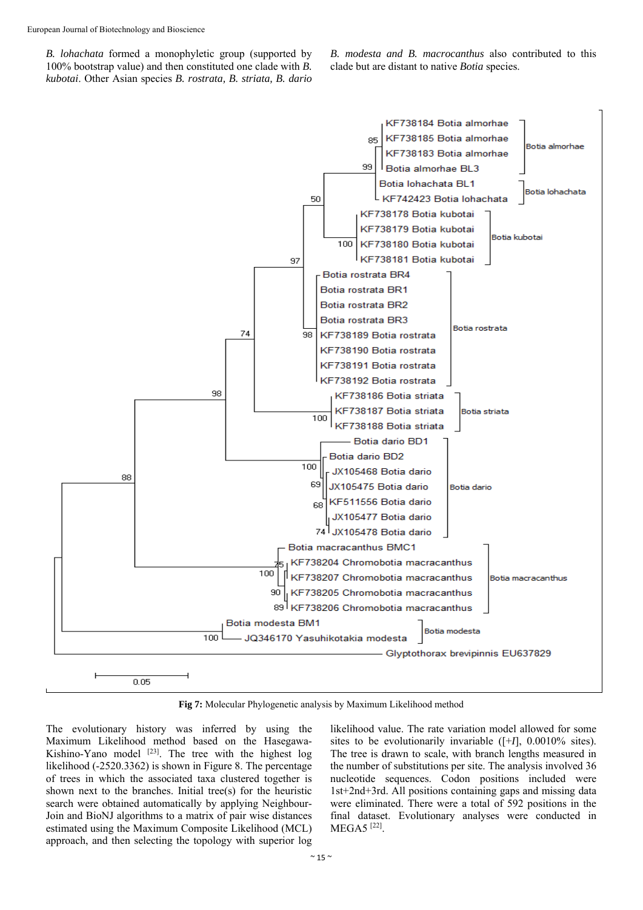*B. lohachata* formed a monophyletic group (supported by 100% bootstrap value) and then constituted one clade with *B. kubotai*. Other Asian species *B. rostrata, B. striata, B. dario B. modesta and B. macrocanthus* also contributed to this clade but are distant to native *Botia* species.

**Fig 7:** Molecular Phylogenetic analysis by Maximum Likelihood method

The evolutionary history was inferred by using the Maximum Likelihood method based on the Hasegawa-Kishino-Yano model [23]. The tree with the highest log likelihood (-2520.3362) is shown in Figure 8. The percentage of trees in which the associated taxa clustered together is shown next to the branches. Initial tree(s) for the heuristic search were obtained automatically by applying Neighbour-Join and BioNJ algorithms to a matrix of pair wise distances estimated using the Maximum Composite Likelihood (MCL) approach, and then selecting the topology with superior log likelihood value. The rate variation model allowed for some sites to be evolutionarily invariable ([+*I*], 0.0010% sites). The tree is drawn to scale, with branch lengths measured in the number of substitutions per site. The analysis involved 36 nucleotide sequences. Codon positions included were 1st+2nd+3rd. All positions containing gaps and missing data were eliminated. There were a total of 592 positions in the final dataset. Evolutionary analyses were conducted in MEGA5 [22].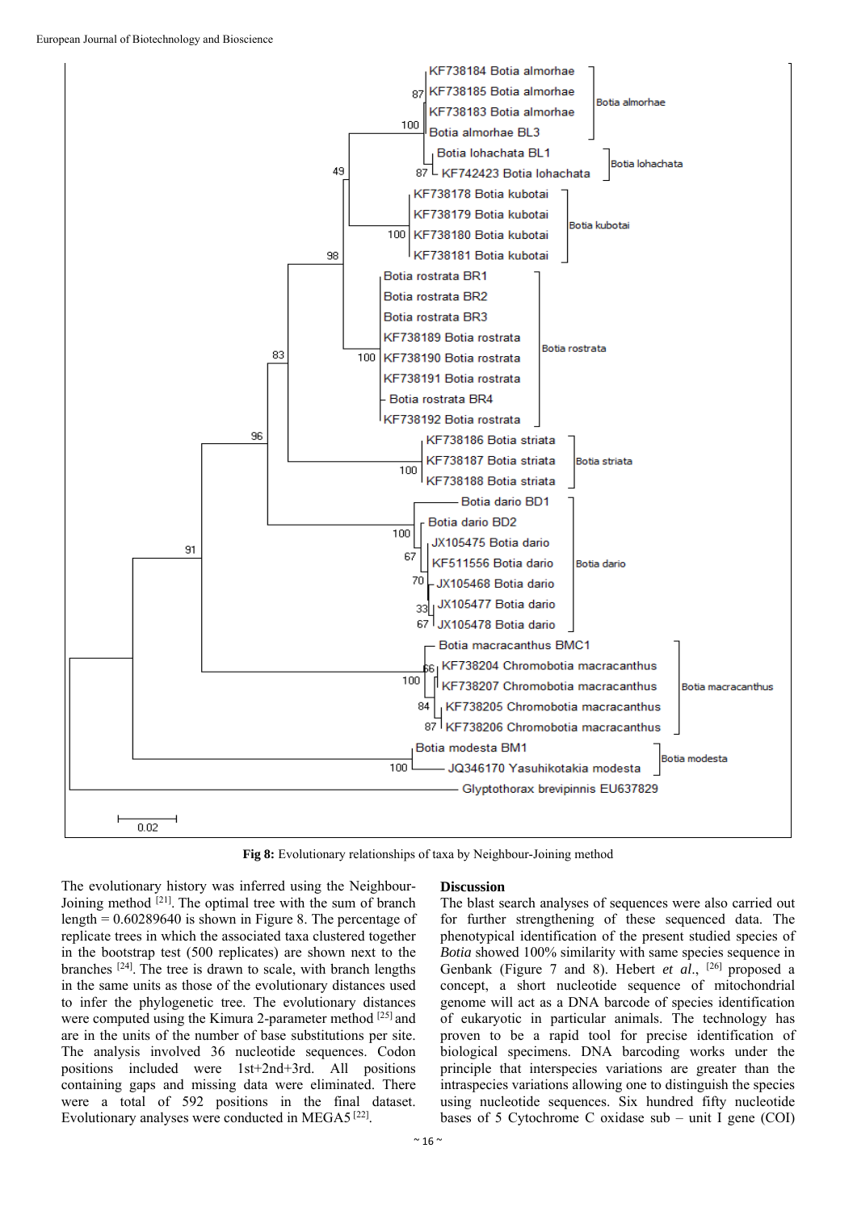Fig 8: Evolutionary relationships of taxa by Neighbour-Joining method

The evolutionary history was inferred using the Neighbour-Joining method [21]. The optimal tree with the sum of branch length = 0.60289640 is shown in Figure 8. The percentage of replicate trees in which the associated taxa clustered together in the bootstrap test (500 replicates) are shown next to the branches [24]. The tree is drawn to scale, with branch lengths in the same units as those of the evolutionary distances used to infer the phylogenetic tree. The evolutionary distances were computed using the Kimura 2-parameter method [25] and are in the units of the number of base substitutions per site. The analysis involved 36 nucleotide sequences. Codon positions included were 1st+2nd+3rd. All positions containing gaps and missing data were eliminated. There were a total of 592 positions in the final dataset. Evolutionary analyses were conducted in MEGA5 [22].

## Discussion

The blast search analyses of sequences were also carried out for further strengthening of these sequenced data. The phenotypical identification of the present studied species of *Botia* showed 100% similarity with same species sequence in Genbank (Figure 7 and 8). Hebert *et al.*, [26] proposed a concept, a short nucleotide sequence of mitochondrial genome will act as a DNA barcode of species identification of eukaryotic in particular animals. The technology has proven to be a rapid tool for precise identification of biological specimens. DNA barcoding works under the principle that interspecies variations are greater than the intraspecies variations allowing one to distinguish the species using nucleotide sequences. Six hundred fifty nucleotide bases of 5 Cytochrome C oxidase sub – unit I gene (COI)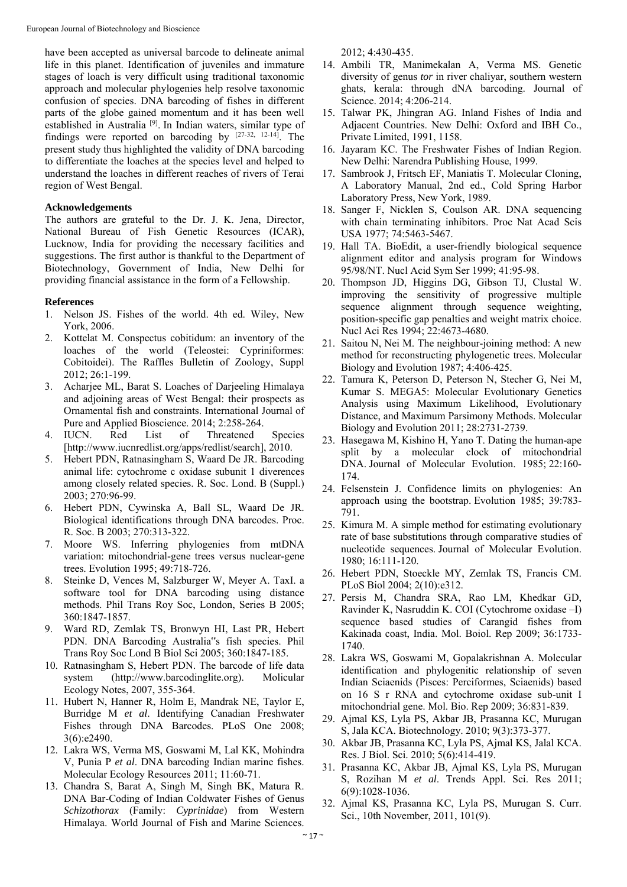have been accepted as universal barcode to delineate animal life in this planet. Identification of juveniles and immature stages of loach is very difficult using traditional taxonomic approach and molecular phylogenies help resolve taxonomic confusion of species. DNA barcoding of fishes in different parts of the globe gained momentum and it has been well established in Australia [9]. In Indian waters, similar type of findings were reported on barcoding by [27-32, 12-14]. The present study thus highlighted the validity of DNA barcoding to differentiate the loaches at the species level and helped to understand the loaches in different reaches of rivers of Terai region of West Bengal.

### Acknowledgements

The authors are grateful to the Dr. J. K. Jena, Director, National Bureau of Fish Genetic Resources (ICAR), Lucknow, India for providing the necessary facilities and suggestions. The first author is thankful to the Department of Biotechnology, Government of India, New Delhi for providing financial assistance in the form of a Fellowship.

### References

1. Nelson JS. Fishes of the world. 4th ed. Wiley, New York, 2006.
2. Kottelat M. Conspectus cobitidum: an inventory of the loaches of the world (Teleostei: Cypriniformes: Cobitoidei). The Raffles Bulletin of Zoology, Suppl 2012; 26:1-199.
3. Acharjee ML, Barat S. Loaches of Darjeeling Himalaya and adjoining areas of West Bengal: their prospects as Ornamental fish and constraints. International Journal of Pure and Applied Bioscience. 2014; 2:258-264.
4. IUCN. Red List of Threatened Species [http://www.iucnredlist.org/apps/redlist/search], 2010.
5. Hebert PDN, Ratnasingham S, Waard De JR. Barcoding animal life: cytochrome c oxidase subunit 1 diverences among closely related species. R. Soc. Lond. B (Suppl.) 2003; 270:96-99.
6. Hebert PDN, Cywinska A, Ball SL, Waard De JR. Biological identifications through DNA barcodes. Proc. R. Soc. B 2003; 270:313-322.
7. Moore WS. Inferring phylogenies from mtDNA variation: mitochondrial-gene trees versus nuclear-gene trees. Evolution 1995; 49:718-726.
8. Steinke D, Vences M, Salzburger W, Meyer A. TaxI. a software tool for DNA barcoding using distance methods. Phil Trans Roy Soc, London, Series B 2005; 360:1847-1857.
9. Ward RD, Zemlak TS, Bronwyn HI, Last PR, Hebert PDN. DNA Barcoding Australia‟s fish species. Phil Trans Roy Soc Lond B Biol Sci 2005; 360:1847-185.
10. Ratnasingham S, Hebert PDN. The barcode of life data system (http://www.barcodinglite.org). Molicular Ecology Notes, 2007, 355-364.
11. Hubert N, Hanner R, Holm E, Mandrak NE, Taylor E, Burridge M *et al*. Identifying Canadian Freshwater Fishes through DNA Barcodes. PLoS One 2008; 3(6):e2490.
12. Lakra WS, Verma MS, Goswami M, Lal KK, Mohindra V, Punia P *et al*. DNA barcoding Indian marine fishes. Molecular Ecology Resources 2011; 11:60-71.
13. Chandra S, Barat A, Singh M, Singh BK, Matura R. DNA Bar-Coding of Indian Coldwater Fishes of Genus *Schizothorax* (Family: *Cyprinidae*) from Western Himalaya. World Journal of Fish and Marine Sciences. 2012; 4:430-435.
14. Ambili TR, Manimekalan A, Verma MS. Genetic diversity of genus *tor* in river chaliyar, southern western ghats, kerala: through dNA barcoding. Journal of Science. 2014; 4:206-214.
15. Talwar PK, Jhingran AG. Inland Fishes of India and Adjacent Countries. New Delhi: Oxford and IBH Co., Private Limited, 1991, 1158.
16. Jayaram KC. The Freshwater Fishes of Indian Region. New Delhi: Narendra Publishing House, 1999.
17. Sambrook J, Fritsch EF, Maniatis T. Molecular Cloning, A Laboratory Manual, 2nd ed., Cold Spring Harbor Laboratory Press, New York, 1989.
18. Sanger F, Nicklen S, Coulson AR. DNA sequencing with chain terminating inhibitors. Proc Nat Acad Scis USA 1977; 74:5463-5467.
19. Hall TA. BioEdit, a user-friendly biological sequence alignment editor and analysis program for Windows 95/98/NT. Nucl Acid Sym Ser 1999; 41:95-98.
20. Thompson JD, Higgins DG, Gibson TJ, Clustal W. improving the sensitivity of progressive multiple sequence alignment through sequence weighting, position-specific gap penalties and weight matrix choice. Nucl Aci Res 1994; 22:4673-4680.
21. Saitou N, Nei M. The neighbour-joining method: A new method for reconstructing phylogenetic trees. Molecular Biology and Evolution 1987; 4:406-425.
22. Tamura K, Peterson D, Peterson N, Stecher G, Nei M, Kumar S. MEGA5: Molecular Evolutionary Genetics Analysis using Maximum Likelihood, Evolutionary Distance, and Maximum Parsimony Methods. Molecular Biology and Evolution 2011; 28:2731-2739.
23. Hasegawa M, Kishino H, Yano T. Dating the human-ape split by a molecular clock of mitochondrial DNA. Journal of Molecular Evolution. 1985; 22:160-174.
24. Felsenstein J. Confidence limits on phylogenies: An approach using the bootstrap. Evolution 1985; 39:783-791.
25. Kimura M. A simple method for estimating evolutionary rate of base substitutions through comparative studies of nucleotide sequences. Journal of Molecular Evolution. 1980; 16:111-120.
26. Hebert PDN, Stoeckle MY, Zemlak TS, Francis CM. PLoS Biol 2004; 2(10):e312.
27. Persis M, Chandra SRA, Rao LM, Khedkar GD, Ravinder K, Nasruddin K. COI (Cytochrome oxidase –I) sequence based studies of Carangid fishes from Kakinada coast, India. Mol. Boiol. Rep 2009; 36:1733-1740.
28. Lakra WS, Goswami M, Gopalakrishnan A. Molecular identification and phylogenitic relationship of seven Indian Sciaenids (Pisces: Perciformes, Sciaenids) based on 16 S r RNA and cytochrome oxidase sub-unit I mitochondrial gene. Mol. Bio. Rep 2009; 36:831-839.
29. Ajmal KS, Lyla PS, Akbar JB, Prasanna KC, Murugan S, Jala KCA. Biotechnology. 2010; 9(3):373-377.
30. Akbar JB, Prasanna KC, Lyla PS, Ajmal KS, Jalal KCA. Res. J Biol. Sci. 2010; 5(6):414-419.
31. Prasanna KC, Akbar JB, Ajmal KS, Lyla PS, Murugan S, Rozihan M *et al*. Trends Appl. Sci. Res 2011; 6(9):1028-1036.
32. Ajmal KS, Prasanna KC, Lyla PS, Murugan S. Curr. Sci., 10th November, 2011, 101(9).